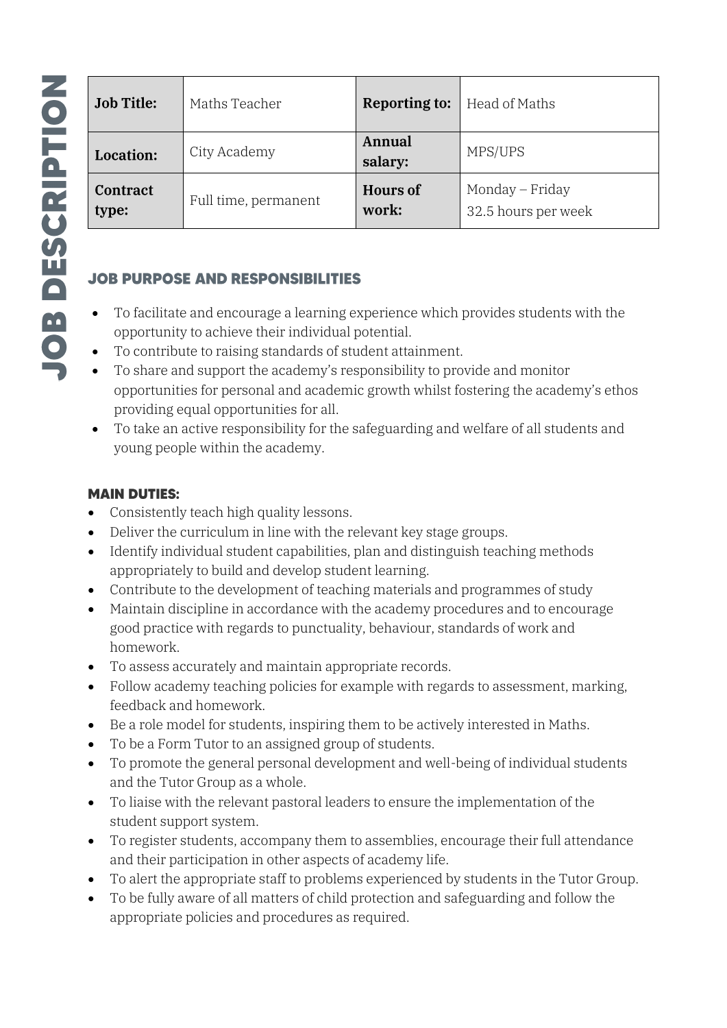# JOB DESCRIPTION

| **Job Title:** | Maths Teacher | **Reporting to:** | Head of Maths |
|---|---|---|---|
| **Location:** | City Academy | **Annual salary:** | MPS/UPS |
| **Contract type:** | Full time, permanent | **Hours of work:** | Monday – Friday<br>32.5 hours per week |

## JOB PURPOSE AND RESPONSIBILITIES

- To facilitate and encourage a learning experience which provides students with the opportunity to achieve their individual potential.
- To contribute to raising standards of student attainment.
- To share and support the academy's responsibility to provide and monitor opportunities for personal and academic growth whilst fostering the academy's ethos providing equal opportunities for all.
- To take an active responsibility for the safeguarding and welfare of all students and young people within the academy.

## MAIN DUTIES:

- Consistently teach high quality lessons.
- Deliver the curriculum in line with the relevant key stage groups.
- Identify individual student capabilities, plan and distinguish teaching methods appropriately to build and develop student learning.
- Contribute to the development of teaching materials and programmes of study
- Maintain discipline in accordance with the academy procedures and to encourage good practice with regards to punctuality, behaviour, standards of work and homework.
- To assess accurately and maintain appropriate records.
- Follow academy teaching policies for example with regards to assessment, marking, feedback and homework.
- Be a role model for students, inspiring them to be actively interested in Maths.
- To be a Form Tutor to an assigned group of students.
- To promote the general personal development and well-being of individual students and the Tutor Group as a whole.
- To liaise with the relevant pastoral leaders to ensure the implementation of the student support system.
- To register students, accompany them to assemblies, encourage their full attendance and their participation in other aspects of academy life.
- To alert the appropriate staff to problems experienced by students in the Tutor Group.
- To be fully aware of all matters of child protection and safeguarding and follow the appropriate policies and procedures as required.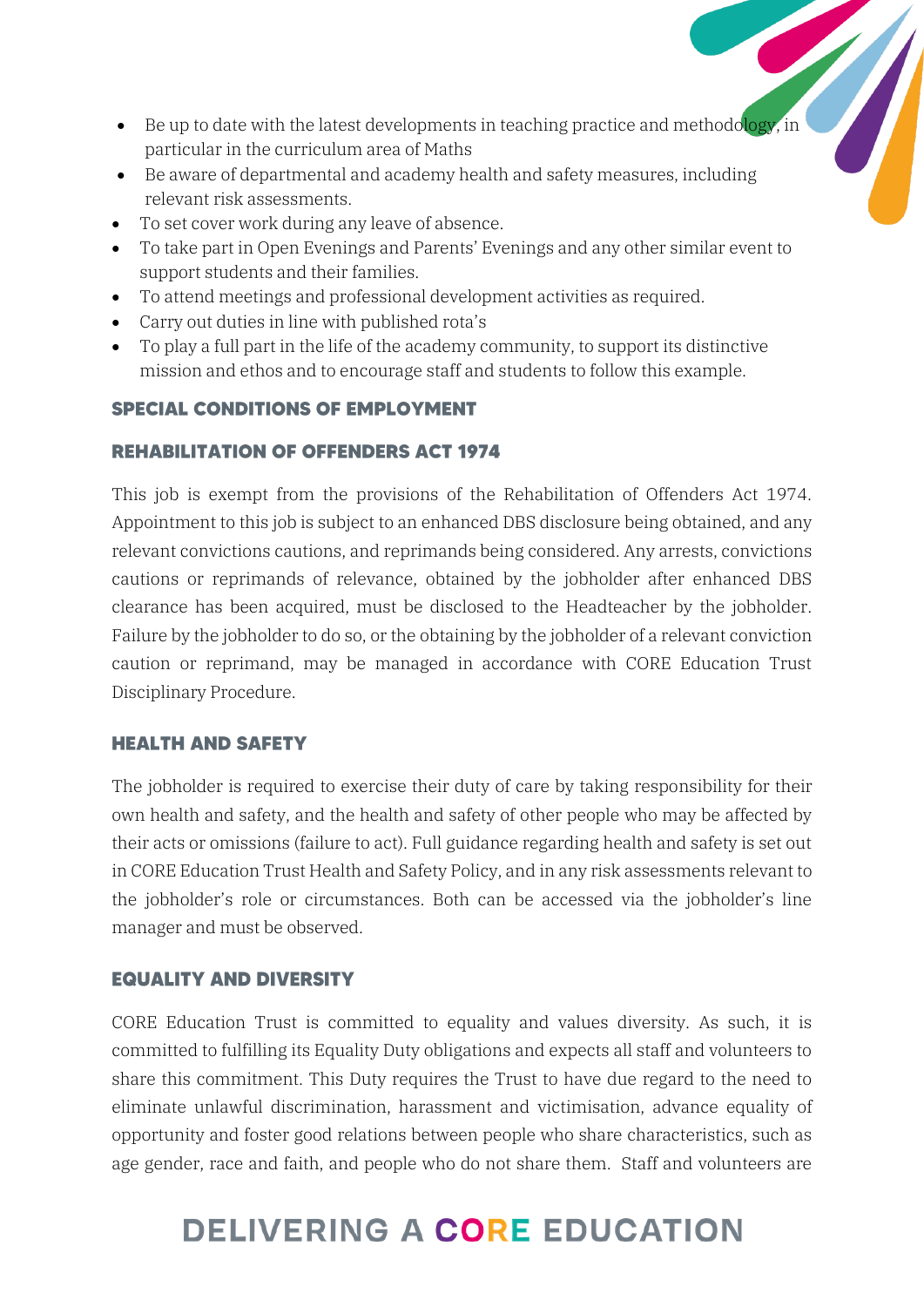- Be up to date with the latest developments in teaching practice and methodology, in particular in the curriculum area of Maths
- Be aware of departmental and academy health and safety measures, including relevant risk assessments.
- To set cover work during any leave of absence.
- To take part in Open Evenings and Parents' Evenings and any other similar event to support students and their families.
- To attend meetings and professional development activities as required.
- Carry out duties in line with published rota's
- To play a full part in the life of the academy community, to support its distinctive mission and ethos and to encourage staff and students to follow this example.

## SPECIAL CONDITIONS OF EMPLOYMENT

### REHABILITATION OF OFFENDERS ACT 1974

This job is exempt from the provisions of the Rehabilitation of Offenders Act 1974. Appointment to this job is subject to an enhanced DBS disclosure being obtained, and any relevant convictions cautions, and reprimands being considered. Any arrests, convictions cautions or reprimands of relevance, obtained by the jobholder after enhanced DBS clearance has been acquired, must be disclosed to the Headteacher by the jobholder. Failure by the jobholder to do so, or the obtaining by the jobholder of a relevant conviction caution or reprimand, may be managed in accordance with CORE Education Trust Disciplinary Procedure.

### HEALTH AND SAFETY

The jobholder is required to exercise their duty of care by taking responsibility for their own health and safety, and the health and safety of other people who may be affected by their acts or omissions (failure to act). Full guidance regarding health and safety is set out in CORE Education Trust Health and Safety Policy, and in any risk assessments relevant to the jobholder's role or circumstances. Both can be accessed via the jobholder's line manager and must be observed.

### EQUALITY AND DIVERSITY

CORE Education Trust is committed to equality and values diversity. As such, it is committed to fulfilling its Equality Duty obligations and expects all staff and volunteers to share this commitment. This Duty requires the Trust to have due regard to the need to eliminate unlawful discrimination, harassment and victimisation, advance equality of opportunity and foster good relations between people who share characteristics, such as age gender, race and faith, and people who do not share them. Staff and volunteers are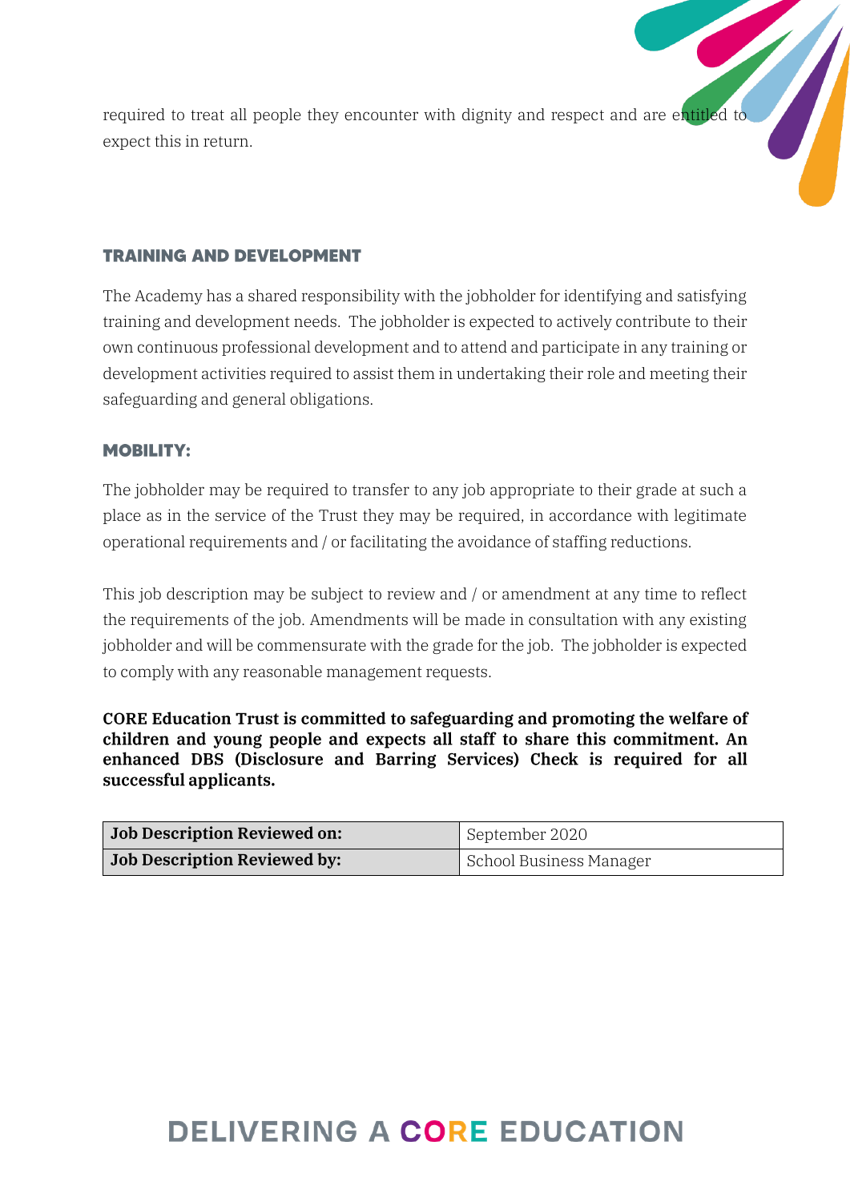required to treat all people they encounter with dignity and respect and are entitled to expect this in return.

## TRAINING AND DEVELOPMENT

The Academy has a shared responsibility with the jobholder for identifying and satisfying training and development needs. The jobholder is expected to actively contribute to their own continuous professional development and to attend and participate in any training or development activities required to assist them in undertaking their role and meeting their safeguarding and general obligations.

## MOBILITY:

The jobholder may be required to transfer to any job appropriate to their grade at such a place as in the service of the Trust they may be required, in accordance with legitimate operational requirements and / or facilitating the avoidance of staffing reductions.

This job description may be subject to review and / or amendment at any time to reflect the requirements of the job. Amendments will be made in consultation with any existing jobholder and will be commensurate with the grade for the job. The jobholder is expected to comply with any reasonable management requests.

**CORE Education Trust is committed to safeguarding and promoting the welfare of children and young people and expects all staff to share this commitment. An enhanced DBS (Disclosure and Barring Services) Check is required for all successful applicants.**

| | |
|---|---|
| **Job Description Reviewed on:** | September 2020 |
| **Job Description Reviewed by:** | School Business Manager |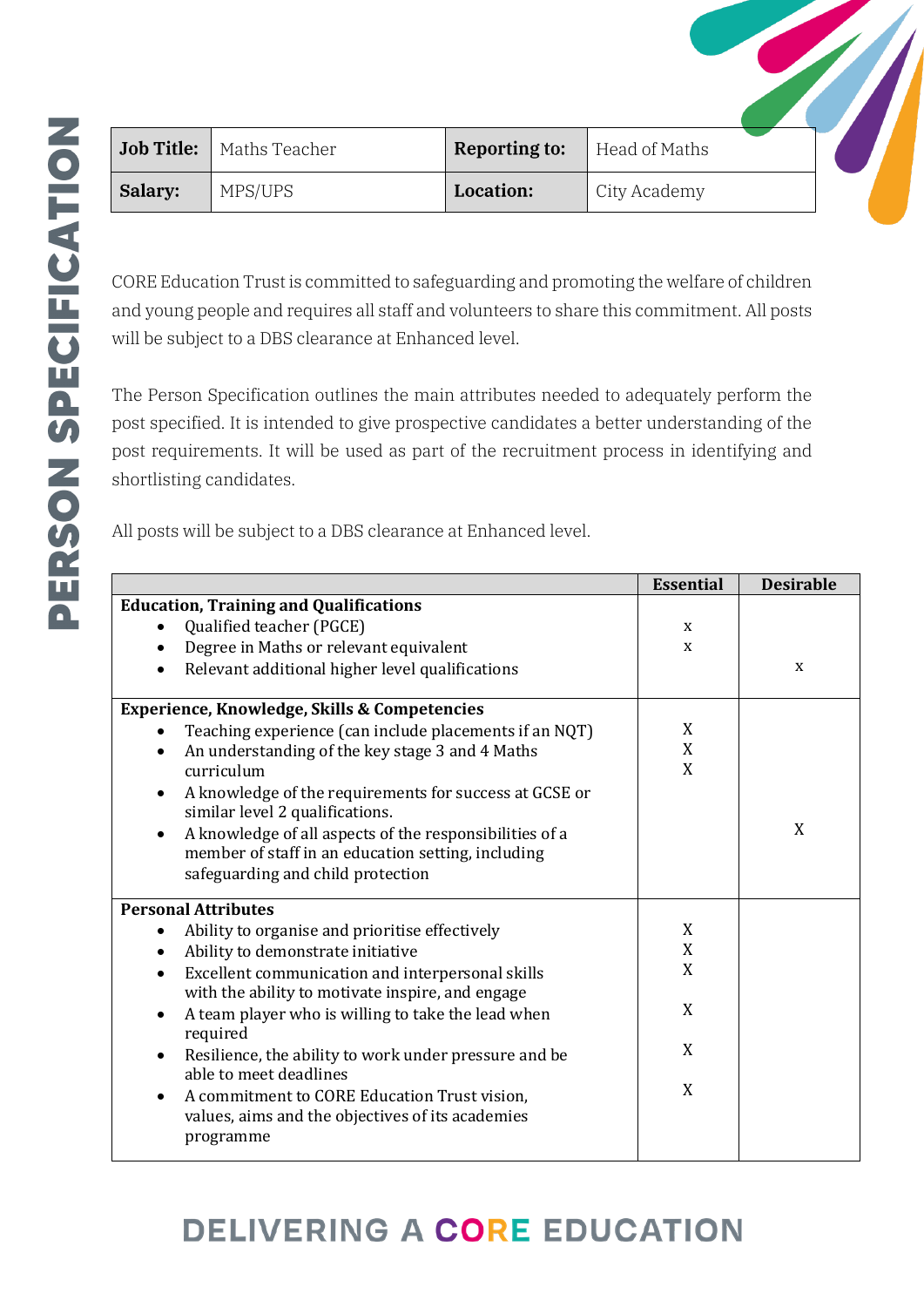# PERSON SPECIFICATION

| **Job Title:** | Maths Teacher | **Reporting to:** | Head of Maths |
|---|---|---|---|
| **Salary:** | MPS/UPS | **Location:** | City Academy |

CORE Education Trust is committed to safeguarding and promoting the welfare of children and young people and requires all staff and volunteers to share this commitment. All posts will be subject to a DBS clearance at Enhanced level.

The Person Specification outlines the main attributes needed to adequately perform the post specified. It is intended to give prospective candidates a better understanding of the post requirements. It will be used as part of the recruitment process in identifying and shortlisting candidates.

All posts will be subject to a DBS clearance at Enhanced level.

| | **Essential** | **Desirable** |
|---|---|---|
| **Education, Training and Qualifications** | | |
| • Qualified teacher (PGCE) | x | |
| • Degree in Maths or relevant equivalent | x | |
| • Relevant additional higher level qualifications | | x |
| **Experience, Knowledge, Skills & Competencies** | | |
| • Teaching experience (can include placements if an NQT) | X | |
| • An understanding of the key stage 3 and 4 Maths curriculum | X | |
| • A knowledge of the requirements for success at GCSE or similar level 2 qualifications. | X | |
| • A knowledge of all aspects of the responsibilities of a member of staff in an education setting, including safeguarding and child protection | | X |
| **Personal Attributes** | | |
| • Ability to organise and prioritise effectively | X | |
| • Ability to demonstrate initiative | X | |
| • Excellent communication and interpersonal skills with the ability to motivate inspire, and engage | X | |
| • A team player who is willing to take the lead when required | X | |
| • Resilience, the ability to work under pressure and be able to meet deadlines | X | |
| • A commitment to CORE Education Trust vision, values, aims and the objectives of its academies programme | X | |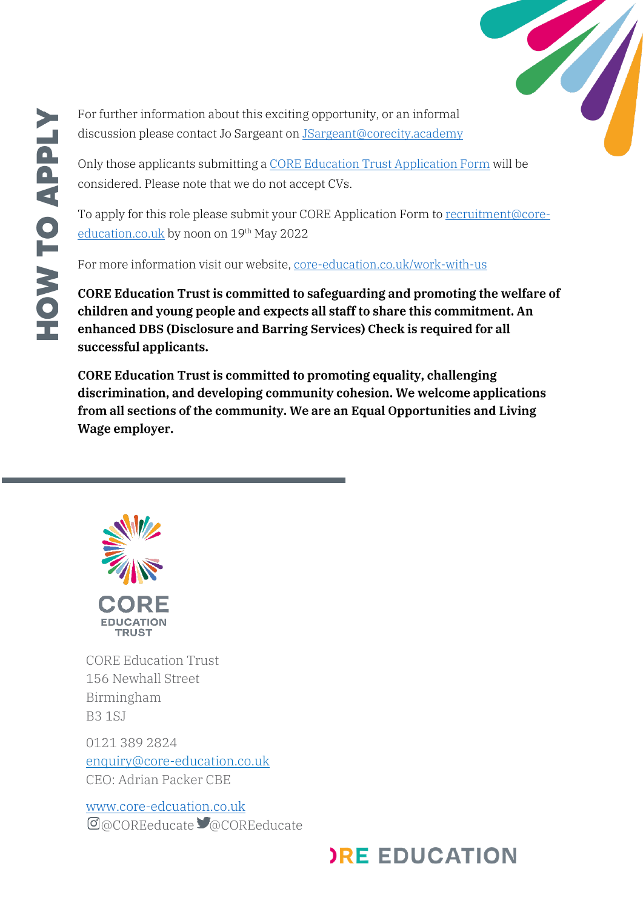# HOW TO APPLY

For further information about this exciting opportunity, or an informal discussion please contact Jo Sargeant on JSargeant@corecity.academy

Only those applicants submitting a CORE Education Trust Application Form will be considered. Please note that we do not accept CVs.

To apply for this role please submit your CORE Application Form to recruitment@core-education.co.uk by noon on 19th May 2022

For more information visit our website, core-education.co.uk/work-with-us

**CORE Education Trust is committed to safeguarding and promoting the welfare of children and young people and expects all staff to share this commitment. An enhanced DBS (Disclosure and Barring Services) Check is required for all successful applicants.**

**CORE Education Trust is committed to promoting equality, challenging discrimination, and developing community cohesion. We welcome applications from all sections of the community. We are an Equal Opportunities and Living Wage employer.**

CORE EDUCATION TRUST

CORE Education Trust
156 Newhall Street
Birmingham
B3 1SJ

0121 389 2824
enquiry@core-education.co.uk
CEO: Adrian Packer CBE

www.core-edcuation.co.uk
@COREeducate @COREeducate